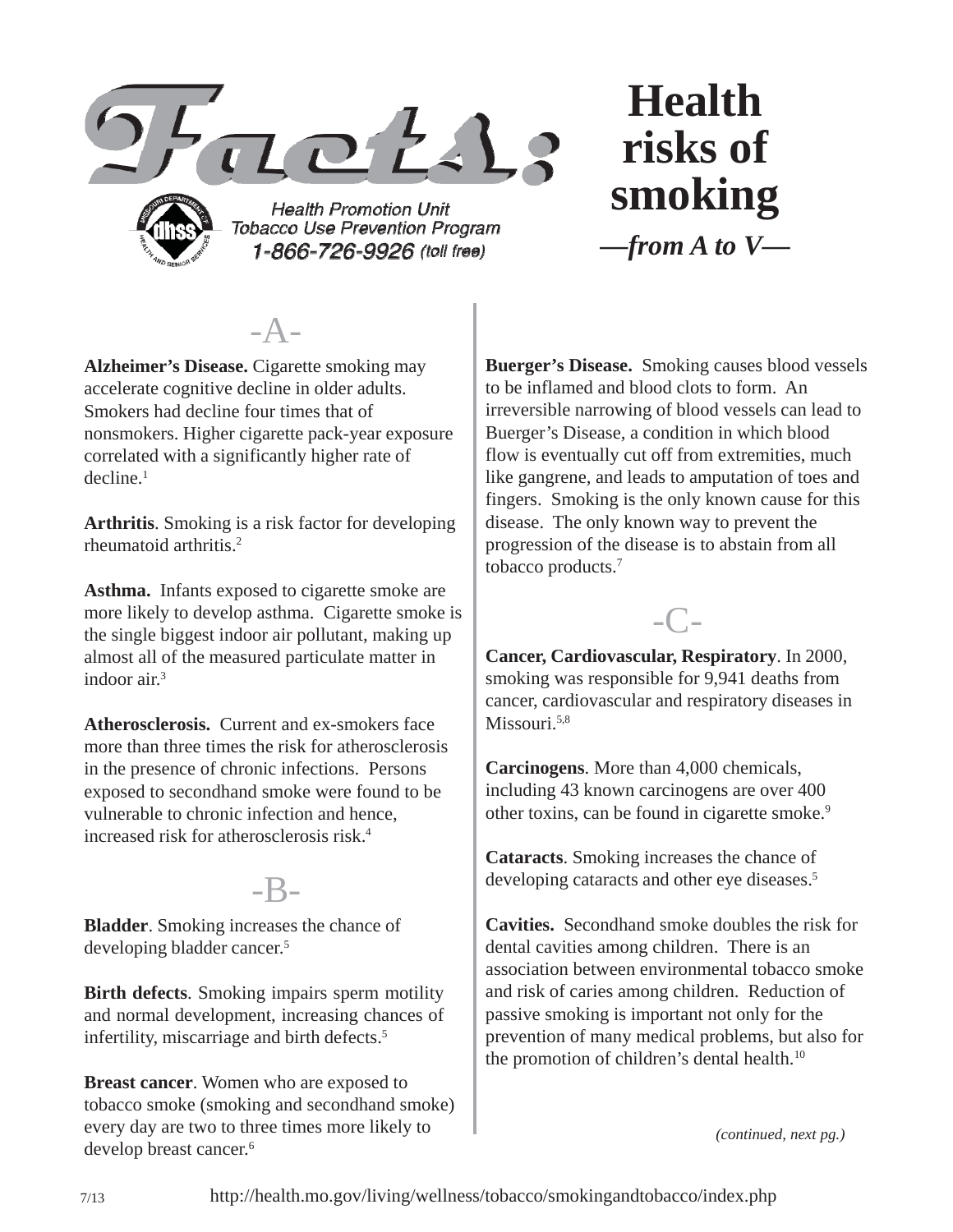# Facts:

Health Promotion Unit
Tobacco Use Prevention Program
1-866-726-9926 (toll free)

# Health risks of smoking

***—from A to V—***

## -A-

**Alzheimer's Disease.** Cigarette smoking may accelerate cognitive decline in older adults. Smokers had decline four times that of nonsmokers. Higher cigarette pack-year exposure correlated with a significantly higher rate of decline.[1]

**Arthritis**. Smoking is a risk factor for developing rheumatoid arthritis.[2]

**Asthma.** Infants exposed to cigarette smoke are more likely to develop asthma. Cigarette smoke is the single biggest indoor air pollutant, making up almost all of the measured particulate matter in indoor air.[3]

**Atherosclerosis.** Current and ex-smokers face more than three times the risk for atherosclerosis in the presence of chronic infections. Persons exposed to secondhand smoke were found to be vulnerable to chronic infection and hence, increased risk for atherosclerosis risk.[4]

## -B-

**Bladder**. Smoking increases the chance of developing bladder cancer.[5]

**Birth defects**. Smoking impairs sperm motility and normal development, increasing chances of infertility, miscarriage and birth defects.[5]

**Breast cancer**. Women who are exposed to tobacco smoke (smoking and secondhand smoke) every day are two to three times more likely to develop breast cancer.[6]

**Buerger's Disease.** Smoking causes blood vessels to be inflamed and blood clots to form. An irreversible narrowing of blood vessels can lead to Buerger's Disease, a condition in which blood flow is eventually cut off from extremities, much like gangrene, and leads to amputation of toes and fingers. Smoking is the only known cause for this disease. The only known way to prevent the progression of the disease is to abstain from all tobacco products.[7]

## -C-

**Cancer, Cardiovascular, Respiratory**. In 2000, smoking was responsible for 9,941 deaths from cancer, cardiovascular and respiratory diseases in Missouri.[5,8]

**Carcinogens**. More than 4,000 chemicals, including 43 known carcinogens are over 400 other toxins, can be found in cigarette smoke.[9]

**Cataracts**. Smoking increases the chance of developing cataracts and other eye diseases.[5]

**Cavities.** Secondhand smoke doubles the risk for dental cavities among children. There is an association between environmental tobacco smoke and risk of caries among children. Reduction of passive smoking is important not only for the prevention of many medical problems, but also for the promotion of children's dental health.[10]

*(continued, next pg.)*

7/13 http://health.mo.gov/living/wellness/tobacco/smokingandtobacco/index.php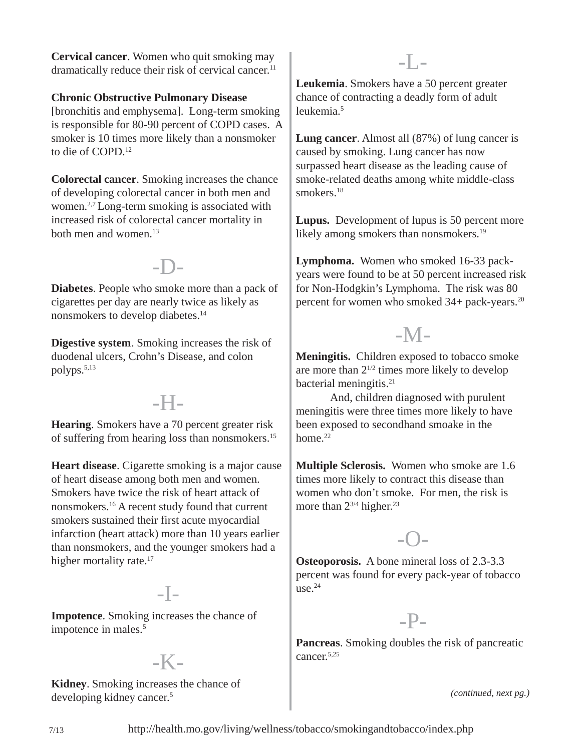**Cervical cancer**. Women who quit smoking may dramatically reduce their risk of cervical cancer.[11]

**Chronic Obstructive Pulmonary Disease** [bronchitis and emphysema]. Long-term smoking is responsible for 80-90 percent of COPD cases. A smoker is 10 times more likely than a nonsmoker to die of COPD.[12]

**Colorectal cancer**. Smoking increases the chance of developing colorectal cancer in both men and women.[2,7] Long-term smoking is associated with increased risk of colorectal cancer mortality in both men and women.[13]

## -D-

**Diabetes**. People who smoke more than a pack of cigarettes per day are nearly twice as likely as nonsmokers to develop diabetes.[14]

**Digestive system**. Smoking increases the risk of duodenal ulcers, Crohn's Disease, and colon polyps.[5,13]

## -H-

**Hearing**. Smokers have a 70 percent greater risk of suffering from hearing loss than nonsmokers.[15]

**Heart disease**. Cigarette smoking is a major cause of heart disease among both men and women. Smokers have twice the risk of heart attack of nonsmokers.[16] A recent study found that current smokers sustained their first acute myocardial infarction (heart attack) more than 10 years earlier than nonsmokers, and the younger smokers had a higher mortality rate.[17]

## -I-

**Impotence**. Smoking increases the chance of impotence in males.[5]

## -K-

**Kidney**. Smoking increases the chance of developing kidney cancer.[5]

## -L-

**Leukemia**. Smokers have a 50 percent greater chance of contracting a deadly form of adult leukemia.[5]

**Lung cancer**. Almost all (87%) of lung cancer is caused by smoking. Lung cancer has now surpassed heart disease as the leading cause of smoke-related deaths among white middle-class smokers.[18]

**Lupus.** Development of lupus is 50 percent more likely among smokers than nonsmokers.[19]

**Lymphoma.** Women who smoked 16-33 pack-years were found to be at 50 percent increased risk for Non-Hodgkin's Lymphoma. The risk was 80 percent for women who smoked 34+ pack-years.[20]

## -M-

**Meningitis.** Children exposed to tobacco smoke are more than 2 1/2 times more likely to develop bacterial meningitis.[21]

And, children diagnosed with purulent meningitis were three times more likely to have been exposed to secondhand smoake in the home.[22]

**Multiple Sclerosis.** Women who smoke are 1.6 times more likely to contract this disease than women who don't smoke. For men, the risk is more than 2 3/4 higher.[23]

## -O-

**Osteoporosis.** A bone mineral loss of 2.3-3.3 percent was found for every pack-year of tobacco use.[24]

## -P-

**Pancreas**. Smoking doubles the risk of pancreatic cancer.[5,25]

*(continued, next pg.)*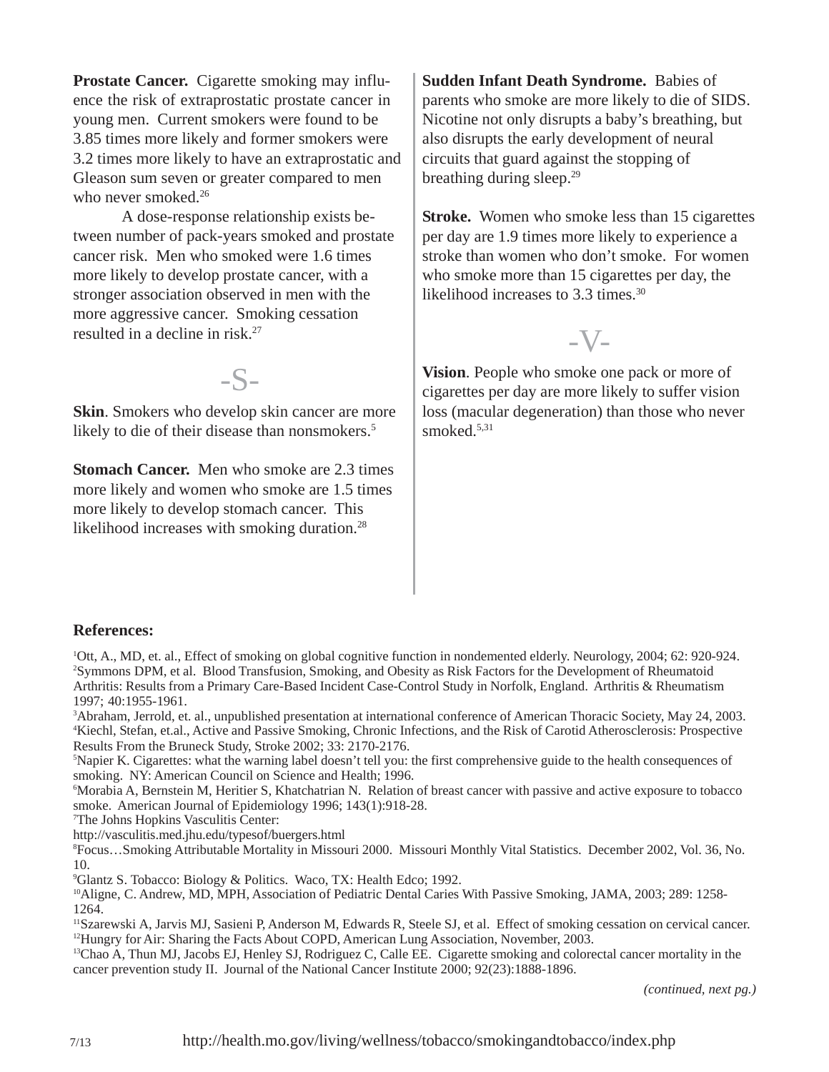**Prostate Cancer.** Cigarette smoking may influence the risk of extraprostatic prostate cancer in young men. Current smokers were found to be 3.85 times more likely and former smokers were 3.2 times more likely to have an extraprostatic and Gleason sum seven or greater compared to men who never smoked.[26]

A dose-response relationship exists between number of pack-years smoked and prostate cancer risk. Men who smoked were 1.6 times more likely to develop prostate cancer, with a stronger association observed in men with the more aggressive cancer. Smoking cessation resulted in a decline in risk.[27]

## -S-

**Skin**. Smokers who develop skin cancer are more likely to die of their disease than nonsmokers.[5]

**Stomach Cancer.** Men who smoke are 2.3 times more likely and women who smoke are 1.5 times more likely to develop stomach cancer. This likelihood increases with smoking duration.[28]

**Sudden Infant Death Syndrome.** Babies of parents who smoke are more likely to die of SIDS. Nicotine not only disrupts a baby's breathing, but also disrupts the early development of neural circuits that guard against the stopping of breathing during sleep.[29]

**Stroke.** Women who smoke less than 15 cigarettes per day are 1.9 times more likely to experience a stroke than women who don't smoke. For women who smoke more than 15 cigarettes per day, the likelihood increases to 3.3 times.[30]

## -V-

**Vision**. People who smoke one pack or more of cigarettes per day are more likely to suffer vision loss (macular degeneration) than those who never smoked.[5,31]

### References:

[1]Ott, A., MD, et. al., Effect of smoking on global cognitive function in nondemented elderly. Neurology, 2004; 62: 920-924.
[2]Symmons DPM, et al. Blood Transfusion, Smoking, and Obesity as Risk Factors for the Development of Rheumatoid Arthritis: Results from a Primary Care-Based Incident Case-Control Study in Norfolk, England. Arthritis & Rheumatism 1997; 40:1955-1961.
[3]Abraham, Jerrold, et. al., unpublished presentation at international conference of American Thoracic Society, May 24, 2003.
[4]Kiechl, Stefan, et.al., Active and Passive Smoking, Chronic Infections, and the Risk of Carotid Atherosclerosis: Prospective Results From the Bruneck Study, Stroke 2002; 33: 2170-2176.
[5]Napier K. Cigarettes: what the warning label doesn't tell you: the first comprehensive guide to the health consequences of smoking. NY: American Council on Science and Health; 1996.
[6]Morabia A, Bernstein M, Heritier S, Khatchatrian N. Relation of breast cancer with passive and active exposure to tobacco smoke. American Journal of Epidemiology 1996; 143(1):918-28.
[7]The Johns Hopkins Vasculitis Center:
http://vasculitis.med.jhu.edu/typesof/buergers.html
[8]Focus…Smoking Attributable Mortality in Missouri 2000. Missouri Monthly Vital Statistics. December 2002, Vol. 36, No. 10.
[9]Glantz S. Tobacco: Biology & Politics. Waco, TX: Health Edco; 1992.
[10]Aligne, C. Andrew, MD, MPH, Association of Pediatric Dental Caries With Passive Smoking, JAMA, 2003; 289: 1258-1264.
[11]Szarewski A, Jarvis MJ, Sasieni P, Anderson M, Edwards R, Steele SJ, et al. Effect of smoking cessation on cervical cancer.
[12]Hungry for Air: Sharing the Facts About COPD, American Lung Association, November, 2003.
[13]Chao A, Thun MJ, Jacobs EJ, Henley SJ, Rodriguez C, Calle EE. Cigarette smoking and colorectal cancer mortality in the cancer prevention study II. Journal of the National Cancer Institute 2000; 92(23):1888-1896.

*(continued, next pg.)*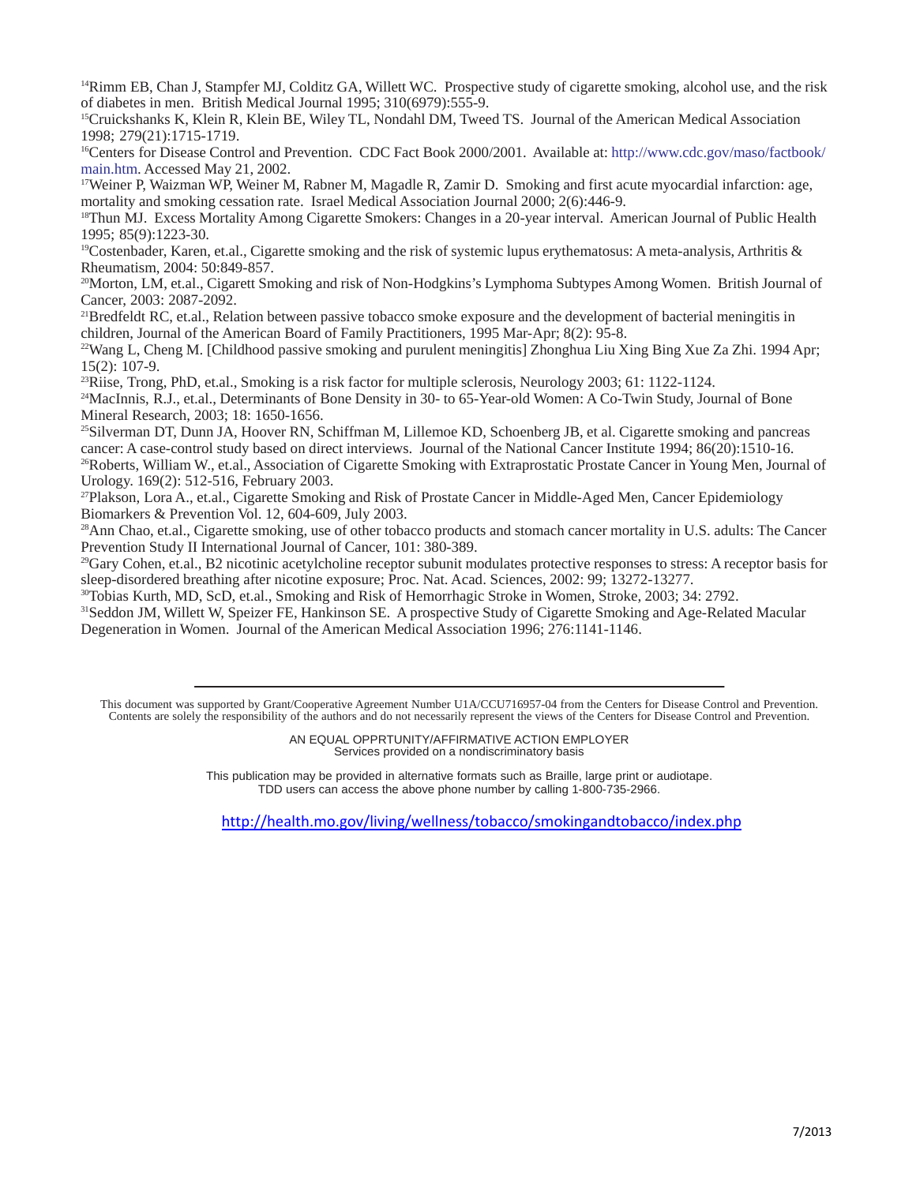[14]Rimm EB, Chan J, Stampfer MJ, Colditz GA, Willett WC. Prospective study of cigarette smoking, alcohol use, and the risk of diabetes in men. British Medical Journal 1995; 310(6979):555-9.

[15]Cruickshanks K, Klein R, Klein BE, Wiley TL, Nondahl DM, Tweed TS. Journal of the American Medical Association 1998; 279(21):1715-1719.

[16]Centers for Disease Control and Prevention. CDC Fact Book 2000/2001. Available at: http://www.cdc.gov/maso/factbook/main.htm. Accessed May 21, 2002.

[17]Weiner P, Waizman WP, Weiner M, Rabner M, Magadle R, Zamir D. Smoking and first acute myocardial infarction: age, mortality and smoking cessation rate. Israel Medical Association Journal 2000; 2(6):446-9.

[18]Thun MJ. Excess Mortality Among Cigarette Smokers: Changes in a 20-year interval. American Journal of Public Health 1995; 85(9):1223-30.

[19]Costenbader, Karen, et.al., Cigarette smoking and the risk of systemic lupus erythematosus: A meta-analysis, Arthritis & Rheumatism, 2004: 50:849-857.

[20]Morton, LM, et.al., Cigarett Smoking and risk of Non-Hodgkins's Lymphoma Subtypes Among Women. British Journal of Cancer, 2003: 2087-2092.

[21]Bredfeldt RC, et.al., Relation between passive tobacco smoke exposure and the development of bacterial meningitis in children, Journal of the American Board of Family Practitioners, 1995 Mar-Apr; 8(2): 95-8.

[22]Wang L, Cheng M. [Childhood passive smoking and purulent meningitis] Zhonghua Liu Xing Bing Xue Za Zhi. 1994 Apr; 15(2): 107-9.

[23]Riise, Trong, PhD, et.al., Smoking is a risk factor for multiple sclerosis, Neurology 2003; 61: 1122-1124.

[24]MacInnis, R.J., et.al., Determinants of Bone Density in 30- to 65-Year-old Women: A Co-Twin Study, Journal of Bone Mineral Research, 2003; 18: 1650-1656.

[25]Silverman DT, Dunn JA, Hoover RN, Schiffman M, Lillemoe KD, Schoenberg JB, et al. Cigarette smoking and pancreas cancer: A case-control study based on direct interviews. Journal of the National Cancer Institute 1994; 86(20):1510-16.

[26]Roberts, William W., et.al., Association of Cigarette Smoking with Extraprostatic Prostate Cancer in Young Men, Journal of Urology. 169(2): 512-516, February 2003.

[27]Plakson, Lora A., et.al., Cigarette Smoking and Risk of Prostate Cancer in Middle-Aged Men, Cancer Epidemiology Biomarkers & Prevention Vol. 12, 604-609, July 2003.

[28]Ann Chao, et.al., Cigarette smoking, use of other tobacco products and stomach cancer mortality in U.S. adults: The Cancer Prevention Study II International Journal of Cancer, 101: 380-389.

[29]Gary Cohen, et.al., B2 nicotinic acetylcholine receptor subunit modulates protective responses to stress: A receptor basis for sleep-disordered breathing after nicotine exposure; Proc. Nat. Acad. Sciences, 2002: 99; 13272-13277.

[30]Tobias Kurth, MD, ScD, et.al., Smoking and Risk of Hemorrhagic Stroke in Women, Stroke, 2003; 34: 2792.

[31]Seddon JM, Willett W, Speizer FE, Hankinson SE. A prospective Study of Cigarette Smoking and Age-Related Macular Degeneration in Women. Journal of the American Medical Association 1996; 276:1141-1146.

---

This document was supported by Grant/Cooperative Agreement Number U1A/CCU716957-04 from the Centers for Disease Control and Prevention. Contents are solely the responsibility of the authors and do not necessarily represent the views of the Centers for Disease Control and Prevention.

AN EQUAL OPPRTUNITY/AFFIRMATIVE ACTION EMPLOYER
Services provided on a nondiscriminatory basis

This publication may be provided in alternative formats such as Braille, large print or audiotape.
TDD users can access the above phone number by calling 1-800-735-2966.

http://health.mo.gov/living/wellness/tobacco/smokingandtobacco/index.php

7/2013